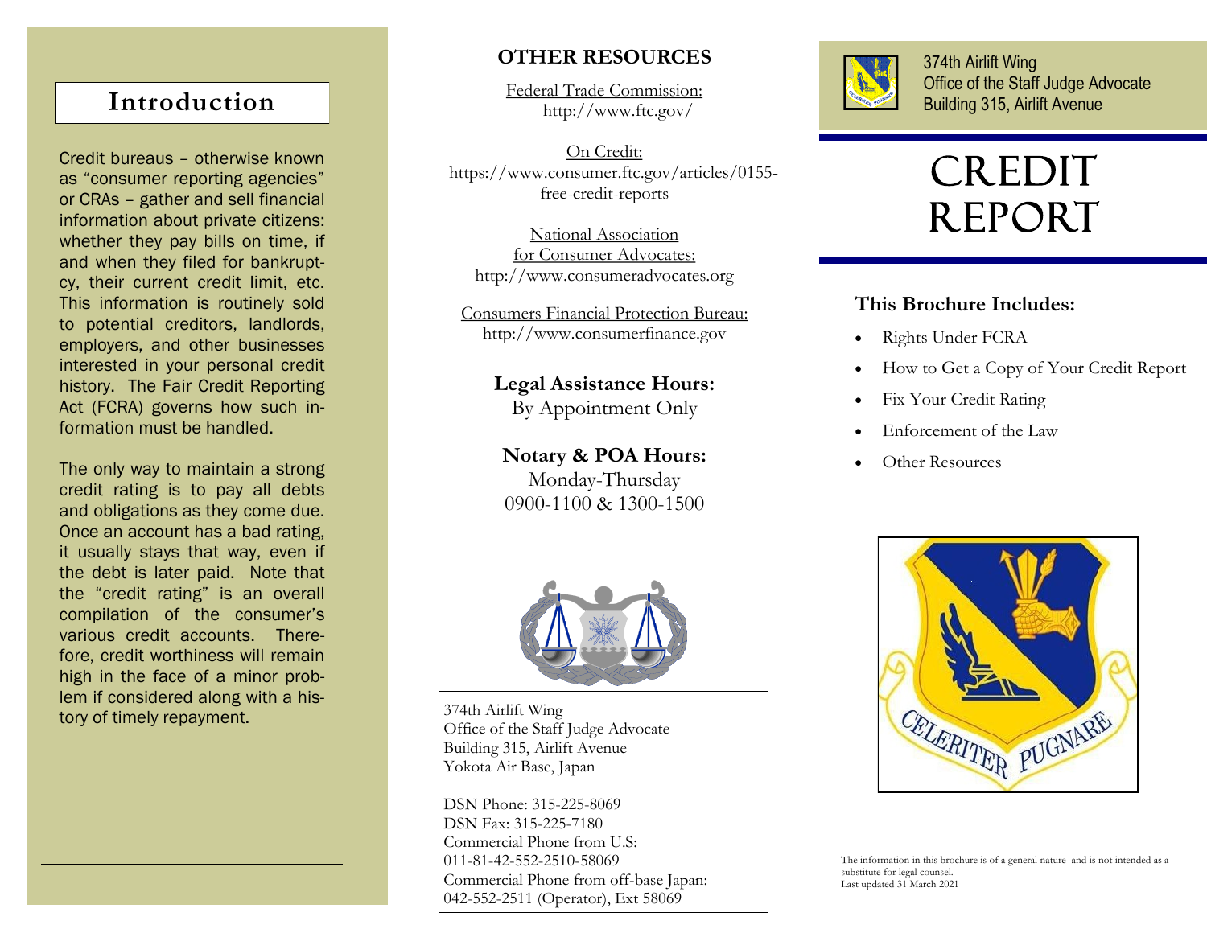## Introduction

Credit bureaus – otherwise known as “consumer reporting agencies” or CRAs – gather and sell financial information about private citizens: whether they pay bills on time, if and when they filed for bankruptcy, their current credit limit, etc. This information is routinely sold to potential creditors, landlords, employers, and other businesses interested in your personal credit history. The Fair Credit Reporting Act (FCRA) governs how such information must be handled.

The only way to maintain a strong credit rating is to pay all debts and obligations as they come due. Once an account has a bad rating, it usually stays that way, even if the debt is later paid. Note that the “credit rating” is an overall compilation of the consumer’s various credit accounts. Therefore, credit worthiness will remain high in the face of a minor problem if considered along with a history of timely repayment.

## OTHER RESOURCES

Federal Trade Commission:
http://www.ftc.gov/

On Credit:
https://www.consumer.ftc.gov/articles/0155-free-credit-reports

National Association for Consumer Advocates:
http://www.consumeradvocates.org

Consumers Financial Protection Bureau:
http://www.consumerfinance.gov

**Legal Assistance Hours:**
By Appointment Only

**Notary & POA Hours:**
Monday-Thursday
0900-1100 & 1300-1500

374th Airlift Wing
Office of the Staff Judge Advocate
Building 315, Airlift Avenue
Yokota Air Base, Japan

DSN Phone: 315-225-8069
DSN Fax: 315-225-7180
Commercial Phone from U.S.:
011-81-42-552-2510-58069
Commercial Phone from off-base Japan:
042-552-2511 (Operator), Ext 58069

374th Airlift Wing
Office of the Staff Judge Advocate
Building 315, Airlift Avenue

# CREDIT REPORT

### This Brochure Includes:

- Rights Under FCRA
- How to Get a Copy of Your Credit Report
- Fix Your Credit Rating
- Enforcement of the Law
- Other Resources

CELERITER PUGNARE

The information in this brochure is of a general nature and is not intended as a substitute for legal counsel.
Last updated 31 March 2021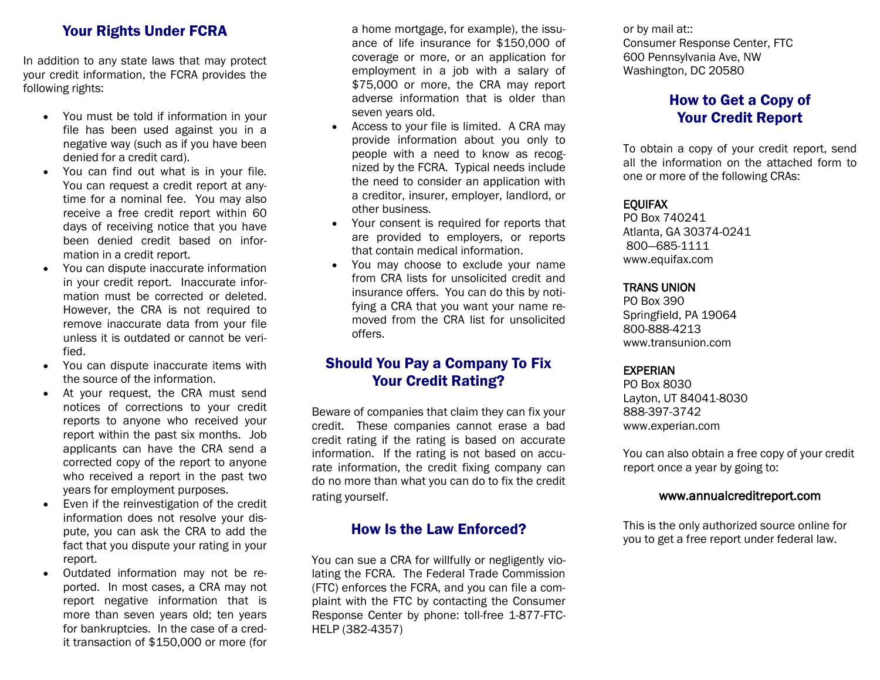## Your Rights Under FCRA

In addition to any state laws that may protect your credit information, the FCRA provides the following rights:

- You must be told if information in your file has been used against you in a negative way (such as if you have been denied for a credit card).
- You can find out what is in your file. You can request a credit report at anytime for a nominal fee. You may also receive a free credit report within 60 days of receiving notice that you have been denied credit based on information in a credit report.
- You can dispute inaccurate information in your credit report. Inaccurate information must be corrected or deleted. However, the CRA is not required to remove inaccurate data from your file unless it is outdated or cannot be verified.
- You can dispute inaccurate items with the source of the information.
- At your request, the CRA must send notices of corrections to your credit reports to anyone who received your report within the past six months. Job applicants can have the CRA send a corrected copy of the report to anyone who received a report in the past two years for employment purposes.
- Even if the reinvestigation of the credit information does not resolve your dispute, you can ask the CRA to add the fact that you dispute your rating in your report.
- Outdated information may not be reported. In most cases, a CRA may not report negative information that is more than seven years old; ten years for bankruptcies. In the case of a credit transaction of $150,000 or more (for a home mortgage, for example), the issuance of life insurance for $150,000 of coverage or more, or an application for employment in a job with a salary of $75,000 or more, the CRA may report adverse information that is older than seven years old.
- Access to your file is limited. A CRA may provide information about you only to people with a need to know as recognized by the FCRA. Typical needs include the need to consider an application with a creditor, insurer, employer, landlord, or other business.
- Your consent is required for reports that are provided to employers, or reports that contain medical information.
- You may choose to exclude your name from CRA lists for unsolicited credit and insurance offers. You can do this by notifying a CRA that you want your name removed from the CRA list for unsolicited offers.

## Should You Pay a Company To Fix Your Credit Rating?

Beware of companies that claim they can fix your credit. These companies cannot erase a bad credit rating if the rating is based on accurate information. If the rating is not based on accurate information, the credit fixing company can do no more than what you can do to fix the credit rating yourself.

## How Is the Law Enforced?

You can sue a CRA for willfully or negligently violating the FCRA. The Federal Trade Commission (FTC) enforces the FCRA, and you can file a complaint with the FTC by contacting the Consumer Response Center by phone: toll-free 1-877-FTC-HELP (382-4357) or by mail at::
Consumer Response Center, FTC
600 Pennsylvania Ave, NW
Washington, DC 20580

## How to Get a Copy of Your Credit Report

To obtain a copy of your credit report, send all the information on the attached form to one or more of the following CRAs:

**EQUIFAX**
PO Box 740241
Atlanta, GA 30374-0241
800—685-1111
www.equifax.com

**TRANS UNION**
PO Box 390
Springfield, PA 19064
800-888-4213
www.transunion.com

**EXPERIAN**
PO Box 8030
Layton, UT 84041-8030
888-397-3742
www.experian.com

You can also obtain a free copy of your credit report once a year by going to:

**www.annualcreditreport.com**

This is the only authorized source online for you to get a free report under federal law.